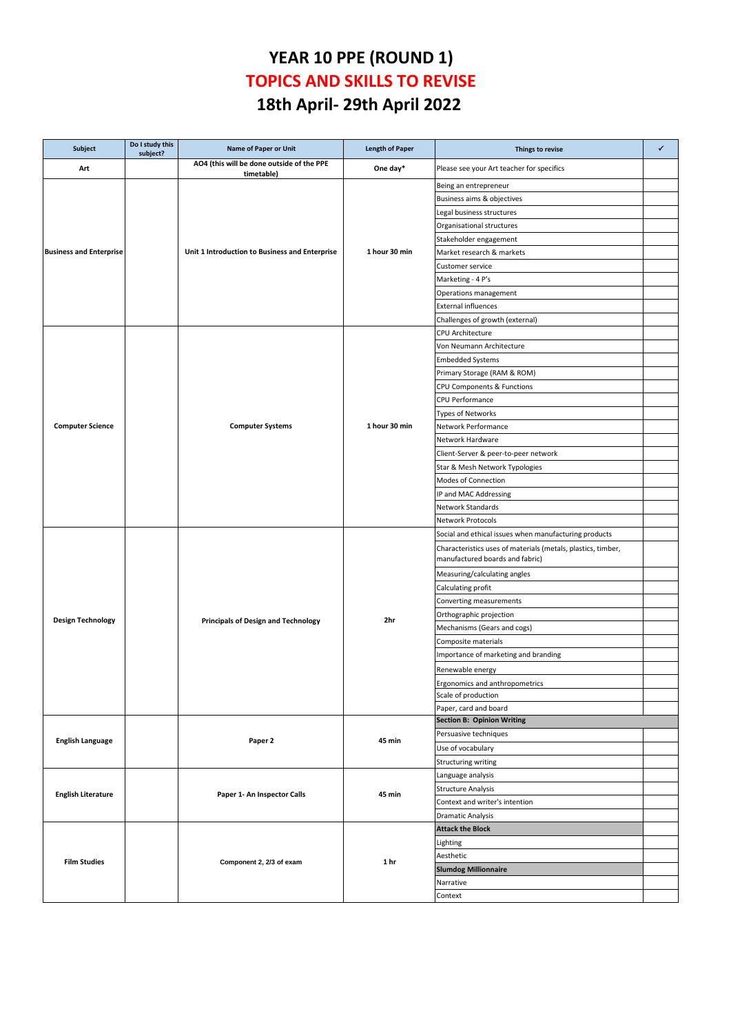# YEAR 10 PPE (ROUND 1)

# TOPICS AND SKILLS TO REVISE

# 18th April- 29th April 2022

| Subject | Do I study this subject? | Name of Paper or Unit | Length of Paper | Things to revise | ✓ |
|---|---|---|---|---|---|
| **Art** | | **AO4 (this will be done outside of the PPE timetable)** | **One day*** | Please see your Art teacher for specifics | |
| **Business and Enterprise** | | **Unit 1 Introduction to Business and Enterprise** | **1 hour 30 min** | Being an entrepreneur | |
| | | | | Business aims & objectives | |
| | | | | Legal business structures | |
| | | | | Organisational structures | |
| | | | | Stakeholder engagement | |
| | | | | Market research & markets | |
| | | | | Customer service | |
| | | | | Marketing - 4 P's | |
| | | | | Operations management | |
| | | | | External influences | |
| | | | | Challenges of growth (external) | |
| **Computer Science** | | **Computer Systems** | **1 hour 30 min** | CPU Architecture | |
| | | | | Von Neumann Architecture | |
| | | | | Embedded Systems | |
| | | | | Primary Storage (RAM & ROM) | |
| | | | | CPU Components & Functions | |
| | | | | CPU Performance | |
| | | | | Types of Networks | |
| | | | | Network Performance | |
| | | | | Network Hardware | |
| | | | | Client-Server & peer-to-peer network | |
| | | | | Star & Mesh Network Typologies | |
| | | | | Modes of Connection | |
| | | | | IP and MAC Addressing | |
| | | | | Network Standards | |
| | | | | Network Protocols | |
| **Design Technology** | | **Principals of Design and Technology** | **2hr** | Social and ethical issues when manufacturing products | |
| | | | | Characteristics uses of materials (metals, plastics, timber, manufactured boards and fabric) | |
| | | | | Measuring/calculating angles | |
| | | | | Calculating profit | |
| | | | | Converting measurements | |
| | | | | Orthographic projection | |
| | | | | Mechanisms (Gears and cogs) | |
| | | | | Composite materials | |
| | | | | Importance of marketing and branding | |
| | | | | Renewable energy | |
| | | | | Ergonomics and anthropometrics | |
| | | | | Scale of production | |
| | | | | Paper, card and board | |
| **English Language** | | **Paper 2** | **45 min** | **Section B: Opinion Writing** | |
| | | | | Persuasive techniques | |
| | | | | Use of vocabulary | |
| | | | | Structuring writing | |
| **English Literature** | | **Paper 1- An Inspector Calls** | **45 min** | Language analysis | |
| | | | | Structure Analysis | |
| | | | | Context and writer's intention | |
| | | | | Dramatic Analysis | |
| **Film Studies** | | **Component 2, 2/3 of exam** | **1 hr** | **Attack the Block** | |
| | | | | Lighting | |
| | | | | Aesthetic | |
| | | | | **Slumdog Millionnaire** | |
| | | | | Narrative | |
| | | | | Context | |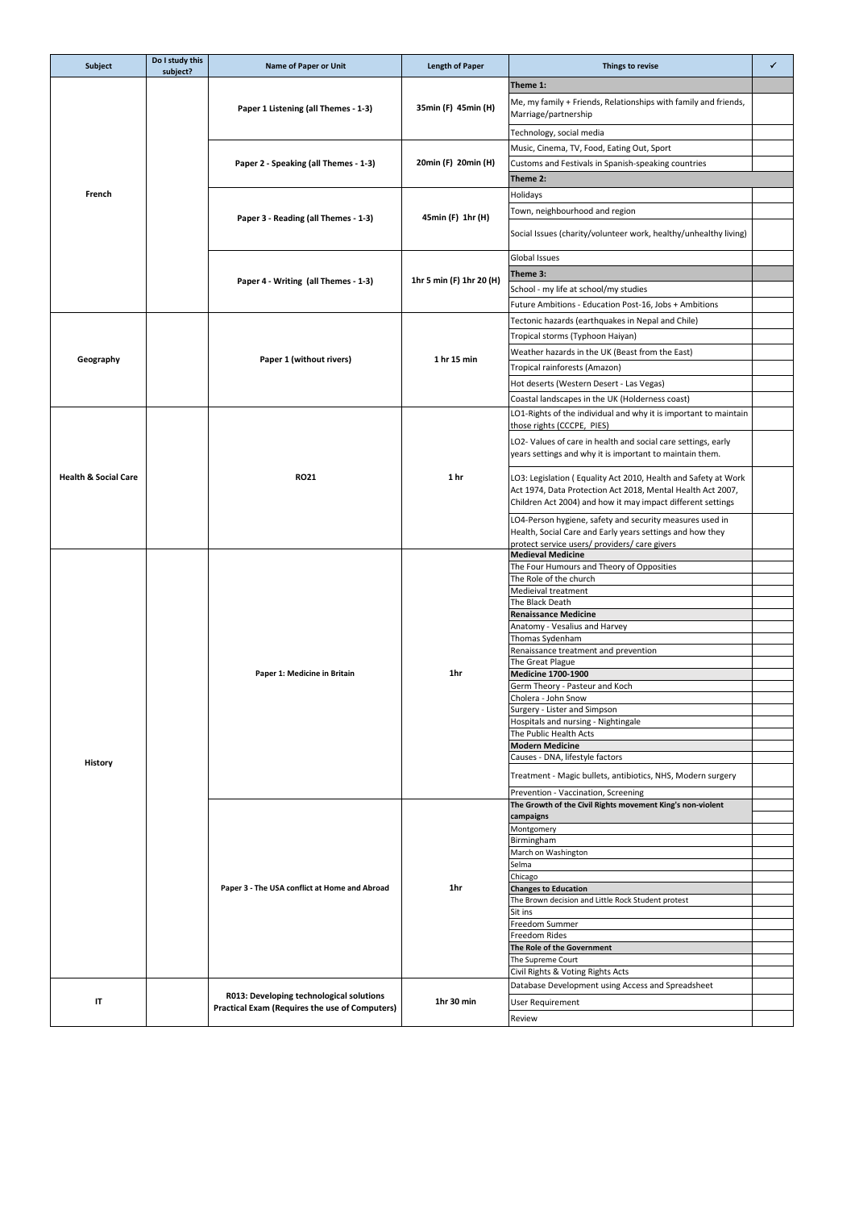| Subject | Do I study this subject? | Name of Paper or Unit | Length of Paper | Things to revise | ✓ |
|---|---|---|---|---|---|
| French | | Paper 1 Listening (all Themes - 1-3) | 35min (F) 45min (H) | **Theme 1:** | |
| | | | | Me, my family + Friends, Relationships with family and friends, Marriage/partnership | |
| | | | | Technology, social media | |
| | | Paper 2 - Speaking (all Themes - 1-3) | 20min (F) 20min (H) | Music, Cinema, TV, Food, Eating Out, Sport | |
| | | | | Customs and Festivals in Spanish-speaking countries | |
| | | | | **Theme 2:** | |
| | | Paper 3 - Reading (all Themes - 1-3) | 45min (F) 1hr (H) | Holidays | |
| | | | | Town, neighbourhood and region | |
| | | | | Social Issues (charity/volunteer work, healthy/unhealthy living) | |
| | | Paper 4 - Writing (all Themes - 1-3) | 1hr 5 min (F) 1hr 20 (H) | Global Issues | |
| | | | | **Theme 3:** | |
| | | | | School - my life at school/my studies | |
| | | | | Future Ambitions - Education Post-16, Jobs + Ambitions | |
| Geography | | Paper 1 (without rivers) | 1 hr 15 min | Tectonic hazards (earthquakes in Nepal and Chile) | |
| | | | | Tropical storms (Typhoon Haiyan) | |
| | | | | Weather hazards in the UK (Beast from the East) | |
| | | | | Tropical rainforests (Amazon) | |
| | | | | Hot deserts (Western Desert - Las Vegas) | |
| | | | | Coastal landscapes in the UK (Holderness coast) | |
| Health & Social Care | | RO21 | 1 hr | LO1-Rights of the individual and why it is important to maintain those rights (CCCPE, PIES) | |
| | | | | LO2- Values of care in health and social care settings, early years settings and why it is important to maintain them. | |
| | | | | LO3: Legislation ( Equality Act 2010, Health and Safety at Work Act 1974, Data Protection Act 2018, Mental Health Act 2007, Children Act 2004) and how it may impact different settings | |
| | | | | LO4-Person hygiene, safety and security measures used in Health, Social Care and Early years settings and how they protect service users/ providers/ care givers | |
| History | | Paper 1: Medicine in Britain | 1hr | **Medieval Medicine** | |
| | | | | The Four Humours and Theory of Opposities | |
| | | | | The Role of the church | |
| | | | | Medieival treatment | |
| | | | | The Black Death | |
| | | | | **Renaissance Medicine** | |
| | | | | Anatomy - Vesalius and Harvey | |
| | | | | Thomas Sydenham | |
| | | | | Renaissance treatment and prevention | |
| | | | | The Great Plague | |
| | | | | **Medicine 1700-1900** | |
| | | | | Germ Theory - Pasteur and Koch | |
| | | | | Cholera - John Snow | |
| | | | | Surgery - Lister and Simpson | |
| | | | | Hospitals and nursing - Nightingale | |
| | | | | The Public Health Acts | |
| | | | | **Modern Medicine** | |
| | | | | Causes - DNA, lifestyle factors | |
| | | | | Treatment - Magic bullets, antibiotics, NHS, Modern surgery | |
| | | | | Prevention - Vaccination, Screening | |
| | | Paper 3 - The USA conflict at Home and Abroad | 1hr | **The Growth of the Civil Rights movement King's non-violent campaigns** | |
| | | | | Montgomery | |
| | | | | Birmingham | |
| | | | | March on Washington | |
| | | | | Selma | |
| | | | | Chicago | |
| | | | | **Changes to Education** | |
| | | | | The Brown decision and Little Rock Student protest | |
| | | | | Sit ins | |
| | | | | Freedom Summer | |
| | | | | Freedom Rides | |
| | | | | **The Role of the Government** | |
| | | | | The Supreme Court | |
| | | | | Civil Rights & Voting Rights Acts | |
| IT | | R013: Developing technological solutions Practical Exam (Requires the use of Computers) | 1hr 30 min | Database Development using Access and Spreadsheet | |
| | | | | User Requirement | |
| | | | | Review | |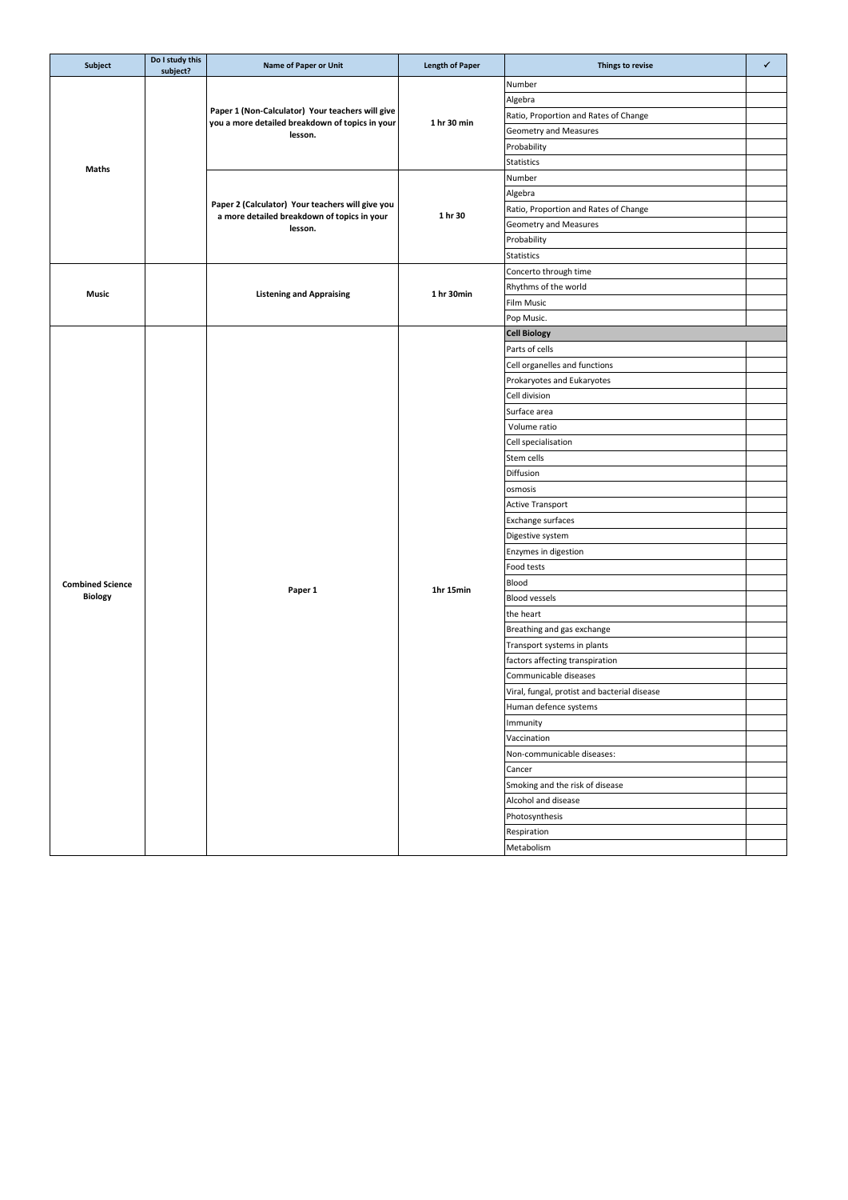| Subject | Do I study this subject? | Name of Paper or Unit | Length of Paper | Things to revise | ✓ |
|---|---|---|---|---|---|
| **Maths** | | **Paper 1 (Non-Calculator) Your teachers will give you a more detailed breakdown of topics in your lesson.** | **1 hr 30 min** | Number | |
| | | | | Algebra | |
| | | | | Ratio, Proportion and Rates of Change | |
| | | | | Geometry and Measures | |
| | | | | Probability | |
| | | | | Statistics | |
| | | **Paper 2 (Calculator) Your teachers will give you a more detailed breakdown of topics in your lesson.** | **1 hr 30** | Number | |
| | | | | Algebra | |
| | | | | Ratio, Proportion and Rates of Change | |
| | | | | Geometry and Measures | |
| | | | | Probability | |
| | | | | Statistics | |
| **Music** | | **Listening and Appraising** | **1 hr 30min** | Concerto through time | |
| | | | | Rhythms of the world | |
| | | | | Film Music | |
| | | | | Pop Music. | |
| **Combined Science Biology** | | **Paper 1** | **1hr 15min** | **Cell Biology** | |
| | | | | Parts of cells | |
| | | | | Cell organelles and functions | |
| | | | | Prokaryotes and Eukaryotes | |
| | | | | Cell division | |
| | | | | Surface area | |
| | | | | Volume ratio | |
| | | | | Cell specialisation | |
| | | | | Stem cells | |
| | | | | Diffusion | |
| | | | | osmosis | |
| | | | | Active Transport | |
| | | | | Exchange surfaces | |
| | | | | Digestive system | |
| | | | | Enzymes in digestion | |
| | | | | Food tests | |
| | | | | Blood | |
| | | | | Blood vessels | |
| | | | | the heart | |
| | | | | Breathing and gas exchange | |
| | | | | Transport systems in plants | |
| | | | | factors affecting transpiration | |
| | | | | Communicable diseases | |
| | | | | Viral, fungal, protist and bacterial disease | |
| | | | | Human defence systems | |
| | | | | Immunity | |
| | | | | Vaccination | |
| | | | | Non-communicable diseases: | |
| | | | | Cancer | |
| | | | | Smoking and the risk of disease | |
| | | | | Alcohol and disease | |
| | | | | Photosynthesis | |
| | | | | Respiration | |
| | | | | Metabolism | |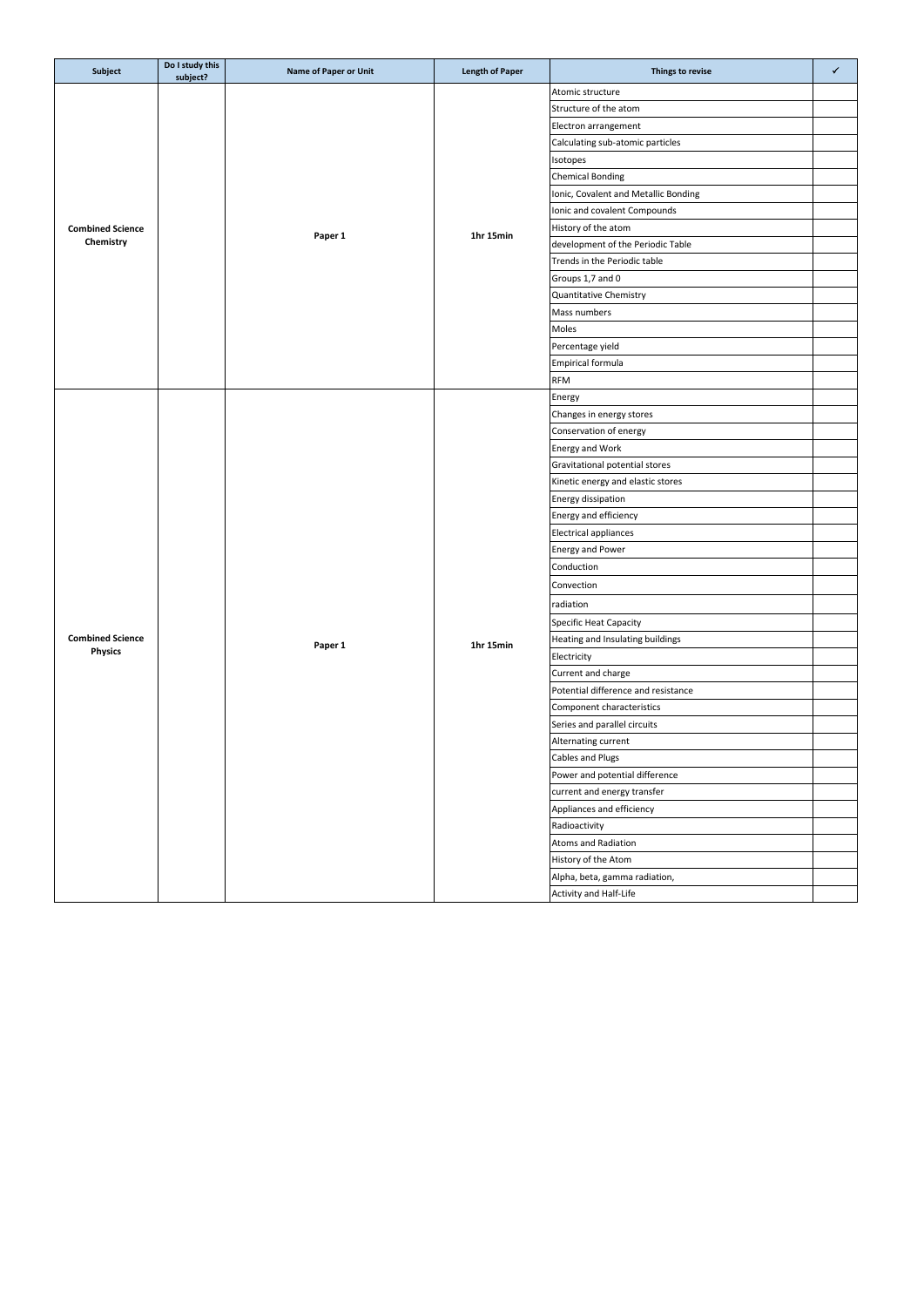| Subject | Do I study this subject? | Name of Paper or Unit | Length of Paper | Things to revise | ✓ |
|---|---|---|---|---|---|
| Combined Science Chemistry | | Paper 1 | 1hr 15min | Atomic structure | |
| | | | | Structure of the atom | |
| | | | | Electron arrangement | |
| | | | | Calculating sub-atomic particles | |
| | | | | Isotopes | |
| | | | | Chemical Bonding | |
| | | | | Ionic, Covalent and Metallic Bonding | |
| | | | | Ionic and covalent Compounds | |
| | | | | History of the atom | |
| | | | | development of the Periodic Table | |
| | | | | Trends in the Periodic table | |
| | | | | Groups 1,7 and 0 | |
| | | | | Quantitative Chemistry | |
| | | | | Mass numbers | |
| | | | | Moles | |
| | | | | Percentage yield | |
| | | | | Empirical formula | |
| | | | | RFM | |
| Combined Science Physics | | Paper 1 | 1hr 15min | Energy | |
| | | | | Changes in energy stores | |
| | | | | Conservation of energy | |
| | | | | Energy and Work | |
| | | | | Gravitational potential stores | |
| | | | | Kinetic energy and elastic stores | |
| | | | | Energy dissipation | |
| | | | | Energy and efficiency | |
| | | | | Electrical appliances | |
| | | | | Energy and Power | |
| | | | | Conduction | |
| | | | | Convection | |
| | | | | radiation | |
| | | | | Specific Heat Capacity | |
| | | | | Heating and Insulating buildings | |
| | | | | Electricity | |
| | | | | Current and charge | |
| | | | | Potential difference and resistance | |
| | | | | Component characteristics | |
| | | | | Series and parallel circuits | |
| | | | | Alternating current | |
| | | | | Cables and Plugs | |
| | | | | Power and potential difference | |
| | | | | current and energy transfer | |
| | | | | Appliances and efficiency | |
| | | | | Radioactivity | |
| | | | | Atoms and Radiation | |
| | | | | History of the Atom | |
| | | | | Alpha, beta, gamma radiation, | |
| | | | | Activity and Half-Life | |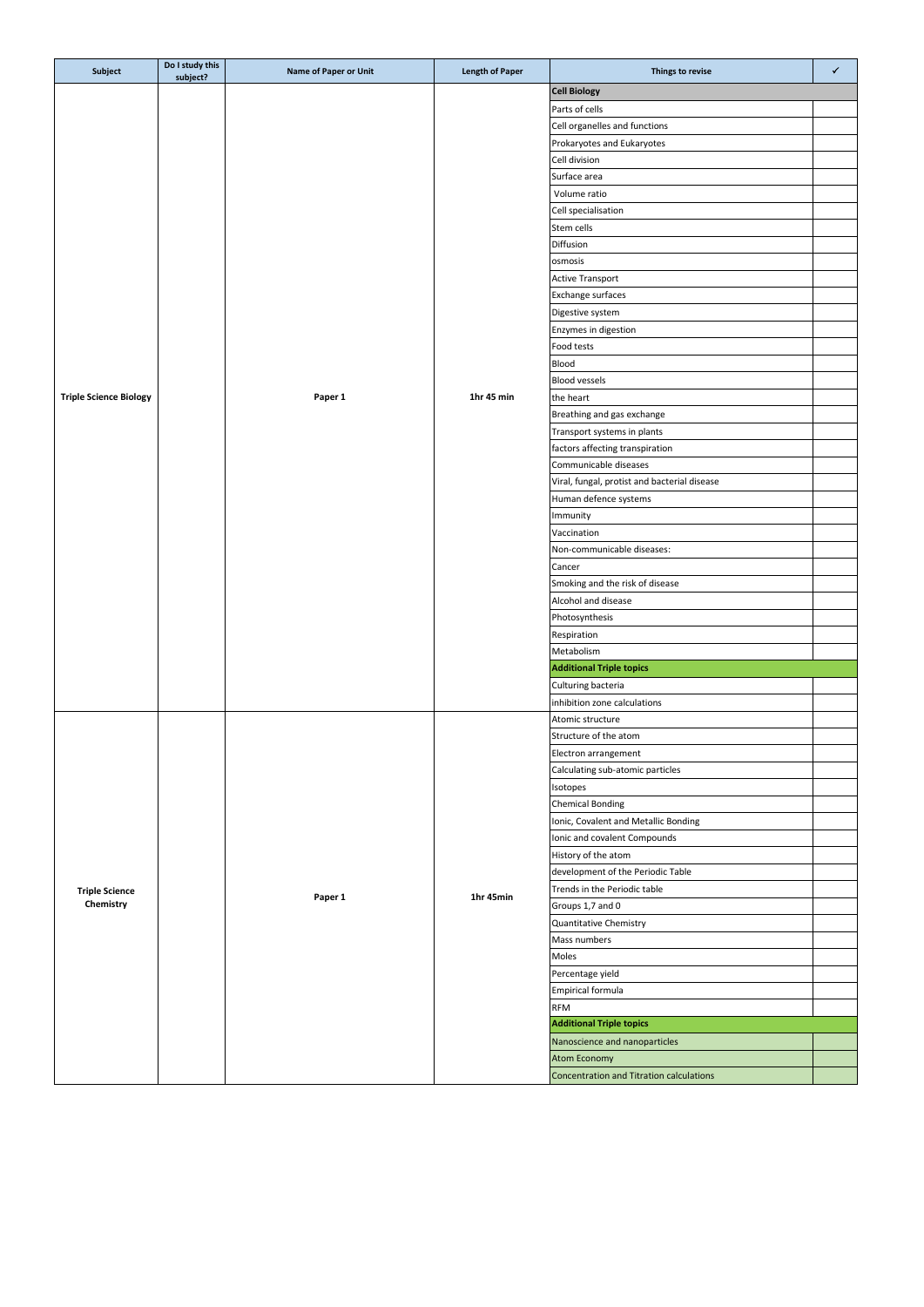| Subject | Do I study this subject? | Name of Paper or Unit | Length of Paper | Things to revise | ✓ |
|---|---|---|---|---|---|
| Triple Science Biology | | Paper 1 | 1hr 45 min | **Cell Biology** | |
| | | | | Parts of cells | |
| | | | | Cell organelles and functions | |
| | | | | Prokaryotes and Eukaryotes | |
| | | | | Cell division | |
| | | | | Surface area | |
| | | | | Volume ratio | |
| | | | | Cell specialisation | |
| | | | | Stem cells | |
| | | | | Diffusion | |
| | | | | osmosis | |
| | | | | Active Transport | |
| | | | | Exchange surfaces | |
| | | | | Digestive system | |
| | | | | Enzymes in digestion | |
| | | | | Food tests | |
| | | | | Blood | |
| | | | | Blood vessels | |
| | | | | the heart | |
| | | | | Breathing and gas exchange | |
| | | | | Transport systems in plants | |
| | | | | factors affecting transpiration | |
| | | | | Communicable diseases | |
| | | | | Viral, fungal, protist and bacterial disease | |
| | | | | Human defence systems | |
| | | | | Immunity | |
| | | | | Vaccination | |
| | | | | Non-communicable diseases: | |
| | | | | Cancer | |
| | | | | Smoking and the risk of disease | |
| | | | | Alcohol and disease | |
| | | | | Photosynthesis | |
| | | | | Respiration | |
| | | | | Metabolism | |
| | | | | **Additional Triple topics** | |
| | | | | Culturing bacteria | |
| | | | | inhibition zone calculations | |
| Triple Science Chemistry | | Paper 1 | 1hr 45min | Atomic structure | |
| | | | | Structure of the atom | |
| | | | | Electron arrangement | |
| | | | | Calculating sub-atomic particles | |
| | | | | Isotopes | |
| | | | | Chemical Bonding | |
| | | | | Ionic, Covalent and Metallic Bonding | |
| | | | | Ionic and covalent Compounds | |
| | | | | History of the atom | |
| | | | | development of the Periodic Table | |
| | | | | Trends in the Periodic table | |
| | | | | Groups 1,7 and 0 | |
| | | | | Quantitative Chemistry | |
| | | | | Mass numbers | |
| | | | | Moles | |
| | | | | Percentage yield | |
| | | | | Empirical formula | |
| | | | | RFM | |
| | | | | **Additional Triple topics** | |
| | | | | Nanoscience and nanoparticles | |
| | | | | Atom Economy | |
| | | | | Concentration and Titration calculations | |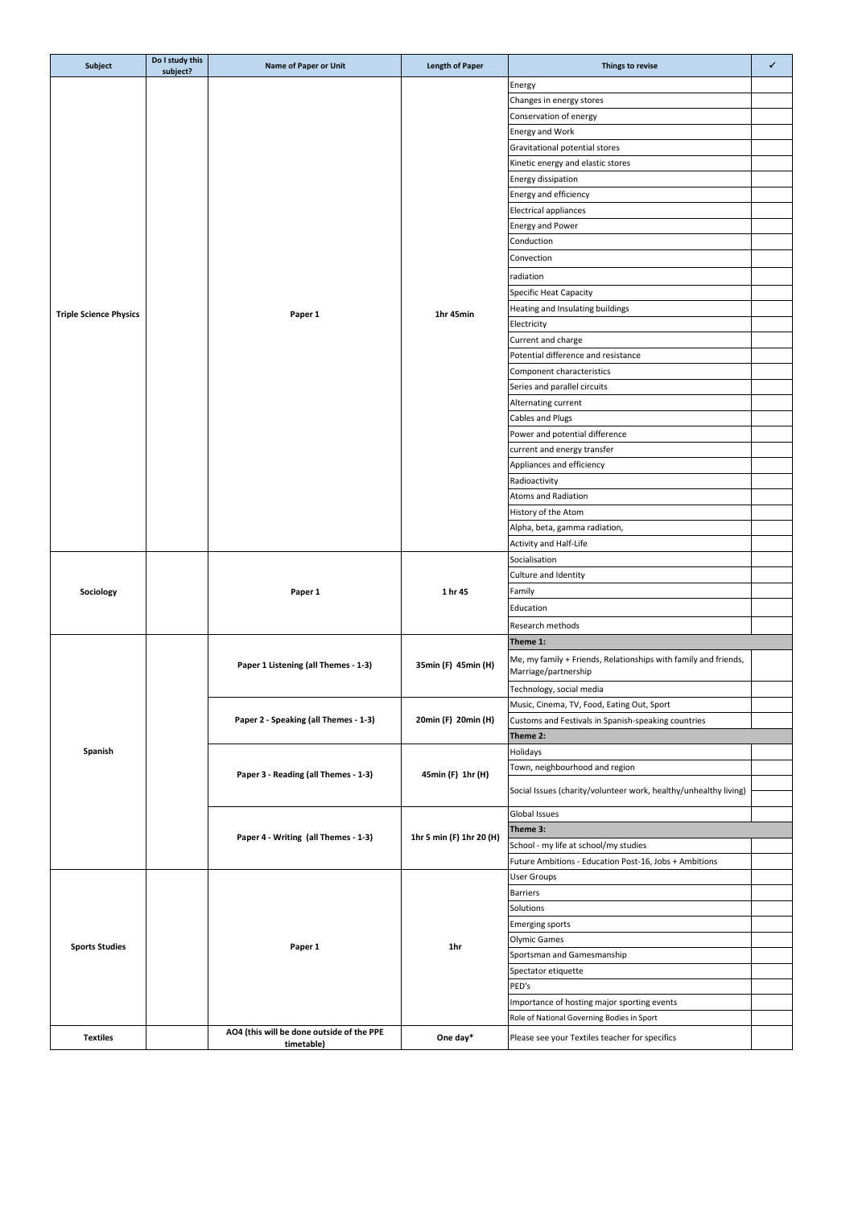| Subject | Do I study this subject? | Name of Paper or Unit | Length of Paper | Things to revise | ✓ |
|---|---|---|---|---|---|
| **Triple Science Physics** | | **Paper 1** | **1hr 45min** | Energy | |
| | | | | Changes in energy stores | |
| | | | | Conservation of energy | |
| | | | | Energy and Work | |
| | | | | Gravitational potential stores | |
| | | | | Kinetic energy and elastic stores | |
| | | | | Energy dissipation | |
| | | | | Energy and efficiency | |
| | | | | Electrical appliances | |
| | | | | Energy and Power | |
| | | | | Conduction | |
| | | | | Convection | |
| | | | | radiation | |
| | | | | Specific Heat Capacity | |
| | | | | Heating and Insulating buildings | |
| | | | | Electricity | |
| | | | | Current and charge | |
| | | | | Potential difference and resistance | |
| | | | | Component characteristics | |
| | | | | Series and parallel circuits | |
| | | | | Alternating current | |
| | | | | Cables and Plugs | |
| | | | | Power and potential difference | |
| | | | | current and energy transfer | |
| | | | | Appliances and efficiency | |
| | | | | Radioactivity | |
| | | | | Atoms and Radiation | |
| | | | | History of the Atom | |
| | | | | Alpha, beta, gamma radiation, | |
| | | | | Activity and Half-Life | |
| **Sociology** | | **Paper 1** | **1 hr 45** | Socialisation | |
| | | | | Culture and Identity | |
| | | | | Family | |
| | | | | Education | |
| | | | | Research methods | |
| **Spanish** | | **Paper 1 Listening (all Themes - 1-3)** | **35min (F) 45min (H)** | **Theme 1:** | |
| | | | | Me, my family + Friends, Relationships with family and friends, Marriage/partnership | |
| | | | | Technology, social media | |
| | | **Paper 2 - Speaking (all Themes - 1-3)** | **20min (F) 20min (H)** | Music, Cinema, TV, Food, Eating Out, Sport | |
| | | | | Customs and Festivals in Spanish-speaking countries | |
| | | | | **Theme 2:** | |
| | | **Paper 3 - Reading (all Themes - 1-3)** | **45min (F) 1hr (H)** | Holidays | |
| | | | | Town, neighbourhood and region | |
| | | | | Social Issues (charity/volunteer work, healthy/unhealthy living) | |
| | | **Paper 4 - Writing (all Themes - 1-3)** | **1hr 5 min (F) 1hr 20 (H)** | Global Issues | |
| | | | | **Theme 3:** | |
| | | | | School - my life at school/my studies | |
| | | | | Future Ambitions - Education Post-16, Jobs + Ambitions | |
| **Sports Studies** | | **Paper 1** | **1hr** | User Groups | |
| | | | | Barriers | |
| | | | | Solutions | |
| | | | | Emerging sports | |
| | | | | Olymic Games | |
| | | | | Sportsman and Gamesmanship | |
| | | | | Spectator etiquette | |
| | | | | PED's | |
| | | | | Importance of hosting major sporting events | |
| | | | | Role of National Governing Bodies in Sport | |
| **Textiles** | | **AO4 (this will be done outside of the PPE timetable)** | **One day*** | Please see your Textiles teacher for specifics | |